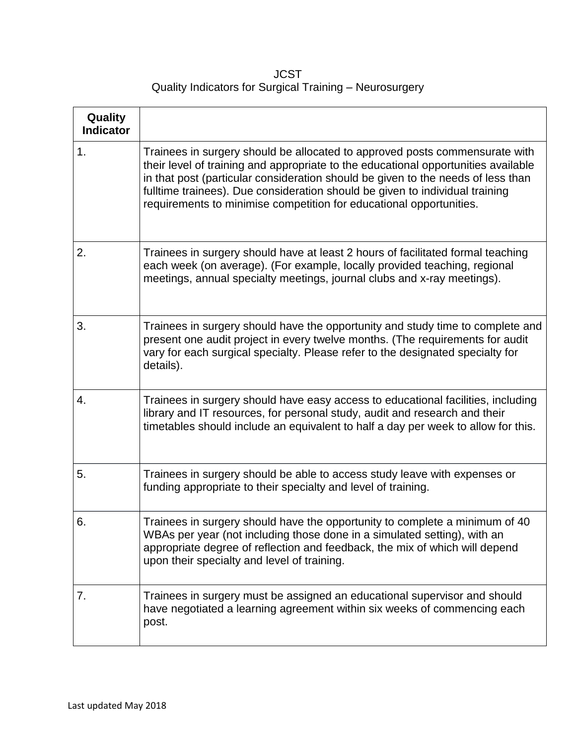JCST

Quality Indicators for Surgical Training – Neurosurgery

| Quality Indicator | |
|---|---|
| 1. | Trainees in surgery should be allocated to approved posts commensurate with their level of training and appropriate to the educational opportunities available in that post (particular consideration should be given to the needs of less than fulltime trainees). Due consideration should be given to individual training requirements to minimise competition for educational opportunities. |
| 2. | Trainees in surgery should have at least 2 hours of facilitated formal teaching each week (on average). (For example, locally provided teaching, regional meetings, annual specialty meetings, journal clubs and x-ray meetings). |
| 3. | Trainees in surgery should have the opportunity and study time to complete and present one audit project in every twelve months. (The requirements for audit vary for each surgical specialty. Please refer to the designated specialty for details). |
| 4. | Trainees in surgery should have easy access to educational facilities, including library and IT resources, for personal study, audit and research and their timetables should include an equivalent to half a day per week to allow for this. |
| 5. | Trainees in surgery should be able to access study leave with expenses or funding appropriate to their specialty and level of training. |
| 6. | Trainees in surgery should have the opportunity to complete a minimum of 40 WBAs per year (not including those done in a simulated setting), with an appropriate degree of reflection and feedback, the mix of which will depend upon their specialty and level of training. |
| 7. | Trainees in surgery must be assigned an educational supervisor and should have negotiated a learning agreement within six weeks of commencing each post. |

Last updated May 2018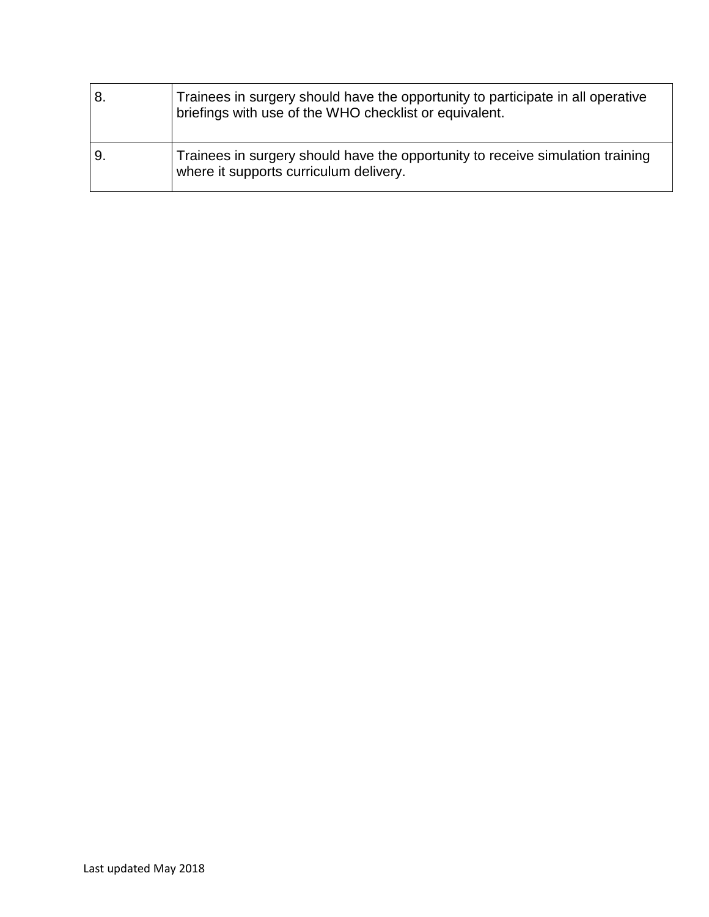| | |
|---|---|
| 8. | Trainees in surgery should have the opportunity to participate in all operative briefings with use of the WHO checklist or equivalent. |
| 9. | Trainees in surgery should have the opportunity to receive simulation training where it supports curriculum delivery. |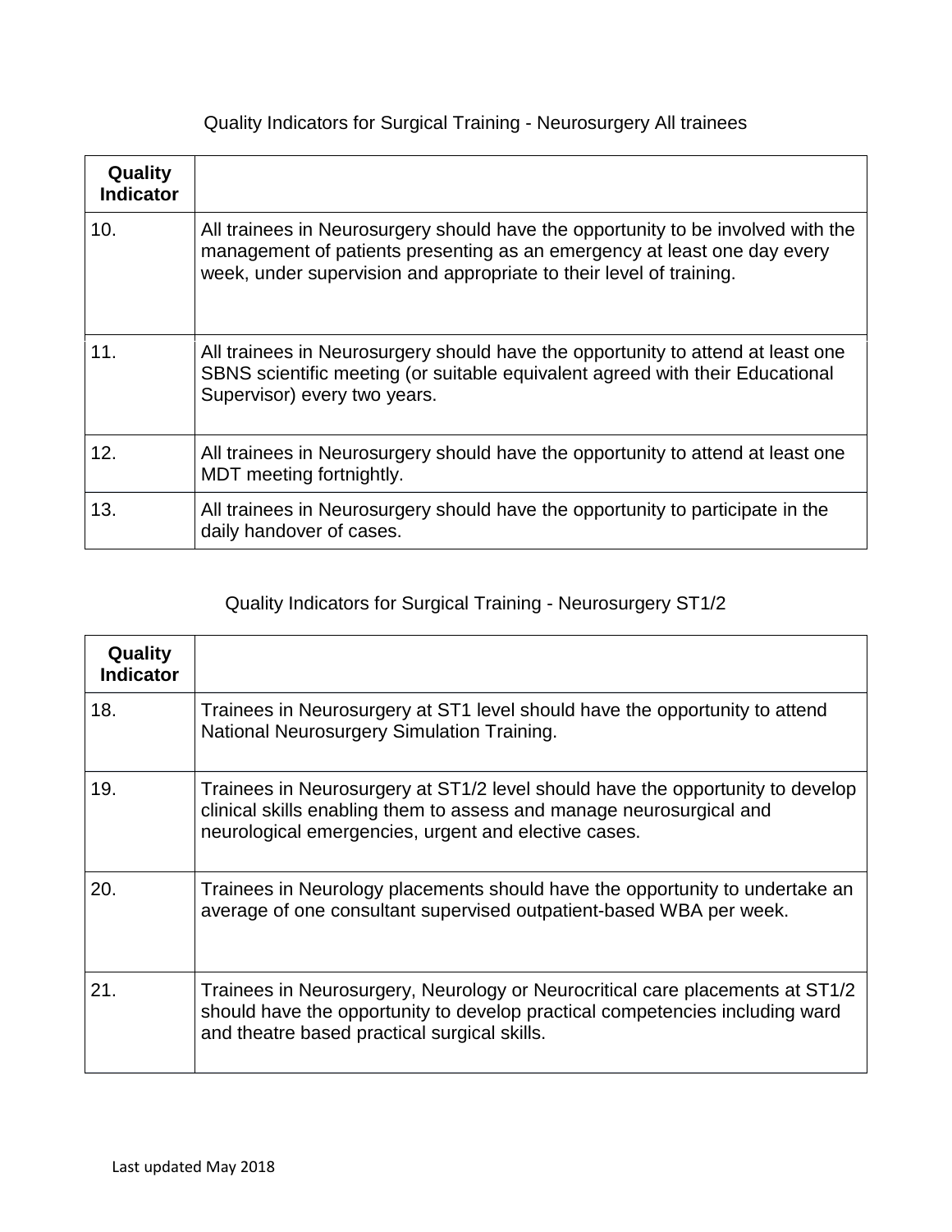Quality Indicators for Surgical Training - Neurosurgery All trainees

| Quality Indicator | |
|---|---|
| 10. | All trainees in Neurosurgery should have the opportunity to be involved with the management of patients presenting as an emergency at least one day every week, under supervision and appropriate to their level of training. |
| 11. | All trainees in Neurosurgery should have the opportunity to attend at least one SBNS scientific meeting (or suitable equivalent agreed with their Educational Supervisor) every two years. |
| 12. | All trainees in Neurosurgery should have the opportunity to attend at least one MDT meeting fortnightly. |
| 13. | All trainees in Neurosurgery should have the opportunity to participate in the daily handover of cases. |

Quality Indicators for Surgical Training - Neurosurgery ST1/2

| Quality Indicator | |
|---|---|
| 18. | Trainees in Neurosurgery at ST1 level should have the opportunity to attend National Neurosurgery Simulation Training. |
| 19. | Trainees in Neurosurgery at ST1/2 level should have the opportunity to develop clinical skills enabling them to assess and manage neurosurgical and neurological emergencies, urgent and elective cases. |
| 20. | Trainees in Neurology placements should have the opportunity to undertake an average of one consultant supervised outpatient-based WBA per week. |
| 21. | Trainees in Neurosurgery, Neurology or Neurocritical care placements at ST1/2 should have the opportunity to develop practical competencies including ward and theatre based practical surgical skills. |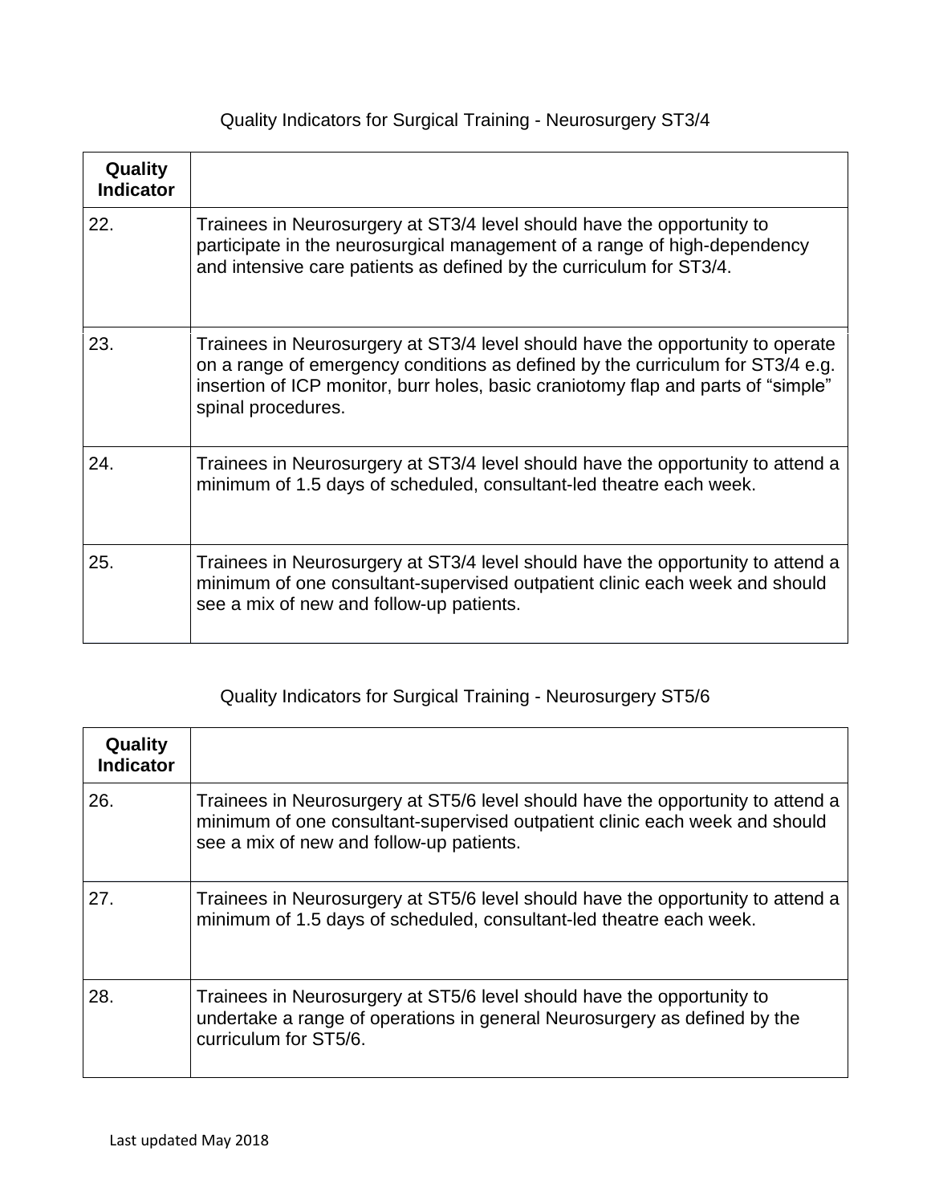## Quality Indicators for Surgical Training - Neurosurgery ST3/4

| Quality Indicator | |
|---|---|
| 22. | Trainees in Neurosurgery at ST3/4 level should have the opportunity to participate in the neurosurgical management of a range of high-dependency and intensive care patients as defined by the curriculum for ST3/4. |
| 23. | Trainees in Neurosurgery at ST3/4 level should have the opportunity to operate on a range of emergency conditions as defined by the curriculum for ST3/4 e.g. insertion of ICP monitor, burr holes, basic craniotomy flap and parts of "simple" spinal procedures. |
| 24. | Trainees in Neurosurgery at ST3/4 level should have the opportunity to attend a minimum of 1.5 days of scheduled, consultant-led theatre each week. |
| 25. | Trainees in Neurosurgery at ST3/4 level should have the opportunity to attend a minimum of one consultant-supervised outpatient clinic each week and should see a mix of new and follow-up patients. |

## Quality Indicators for Surgical Training - Neurosurgery ST5/6

| Quality Indicator | |
|---|---|
| 26. | Trainees in Neurosurgery at ST5/6 level should have the opportunity to attend a minimum of one consultant-supervised outpatient clinic each week and should see a mix of new and follow-up patients. |
| 27. | Trainees in Neurosurgery at ST5/6 level should have the opportunity to attend a minimum of 1.5 days of scheduled, consultant-led theatre each week. |
| 28. | Trainees in Neurosurgery at ST5/6 level should have the opportunity to undertake a range of operations in general Neurosurgery as defined by the curriculum for ST5/6. |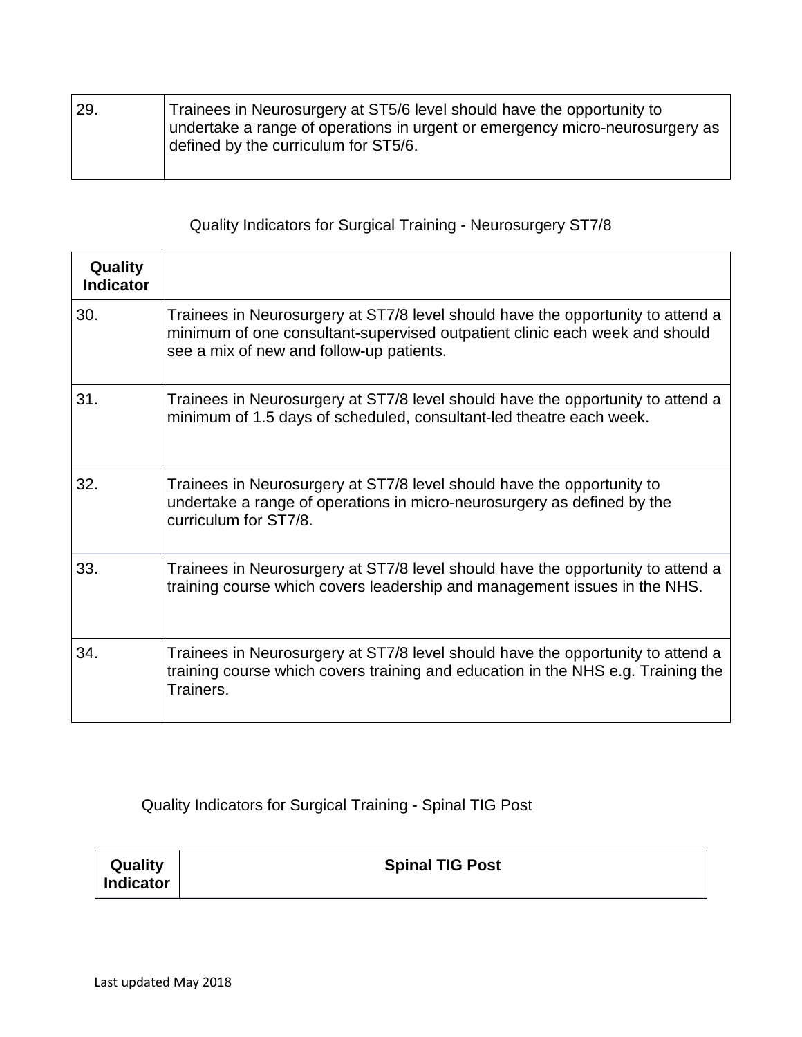| | |
|---|---|
| 29. | Trainees in Neurosurgery at ST5/6 level should have the opportunity to undertake a range of operations in urgent or emergency micro-neurosurgery as defined by the curriculum for ST5/6. |

Quality Indicators for Surgical Training - Neurosurgery ST7/8

| Quality Indicator | |
|---|---|
| 30. | Trainees in Neurosurgery at ST7/8 level should have the opportunity to attend a minimum of one consultant-supervised outpatient clinic each week and should see a mix of new and follow-up patients. |
| 31. | Trainees in Neurosurgery at ST7/8 level should have the opportunity to attend a minimum of 1.5 days of scheduled, consultant-led theatre each week. |
| 32. | Trainees in Neurosurgery at ST7/8 level should have the opportunity to undertake a range of operations in micro-neurosurgery as defined by the curriculum for ST7/8. |
| 33. | Trainees in Neurosurgery at ST7/8 level should have the opportunity to attend a training course which covers leadership and management issues in the NHS. |
| 34. | Trainees in Neurosurgery at ST7/8 level should have the opportunity to attend a training course which covers training and education in the NHS e.g. Training the Trainers. |

Quality Indicators for Surgical Training - Spinal TIG Post

| Quality Indicator | Spinal TIG Post |
|---|---|

Last updated May 2018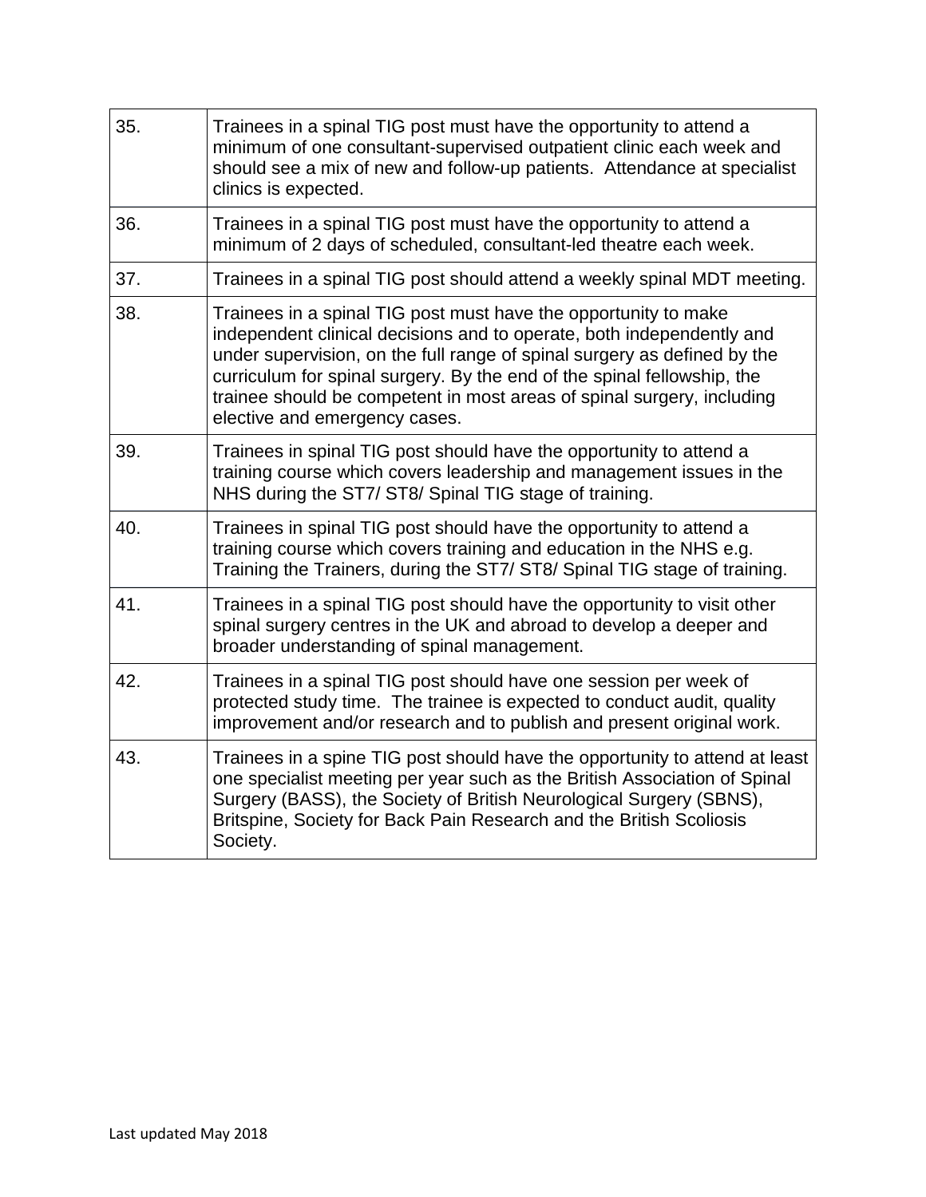| | |
|---|---|
| 35. | Trainees in a spinal TIG post must have the opportunity to attend a minimum of one consultant-supervised outpatient clinic each week and should see a mix of new and follow-up patients. Attendance at specialist clinics is expected. |
| 36. | Trainees in a spinal TIG post must have the opportunity to attend a minimum of 2 days of scheduled, consultant-led theatre each week. |
| 37. | Trainees in a spinal TIG post should attend a weekly spinal MDT meeting. |
| 38. | Trainees in a spinal TIG post must have the opportunity to make independent clinical decisions and to operate, both independently and under supervision, on the full range of spinal surgery as defined by the curriculum for spinal surgery. By the end of the spinal fellowship, the trainee should be competent in most areas of spinal surgery, including elective and emergency cases. |
| 39. | Trainees in spinal TIG post should have the opportunity to attend a training course which covers leadership and management issues in the NHS during the ST7/ ST8/ Spinal TIG stage of training. |
| 40. | Trainees in spinal TIG post should have the opportunity to attend a training course which covers training and education in the NHS e.g. Training the Trainers, during the ST7/ ST8/ Spinal TIG stage of training. |
| 41. | Trainees in a spinal TIG post should have the opportunity to visit other spinal surgery centres in the UK and abroad to develop a deeper and broader understanding of spinal management. |
| 42. | Trainees in a spinal TIG post should have one session per week of protected study time. The trainee is expected to conduct audit, quality improvement and/or research and to publish and present original work. |
| 43. | Trainees in a spine TIG post should have the opportunity to attend at least one specialist meeting per year such as the British Association of Spinal Surgery (BASS), the Society of British Neurological Surgery (SBNS), Britspine, Society for Back Pain Research and the British Scoliosis Society. |

Last updated May 2018